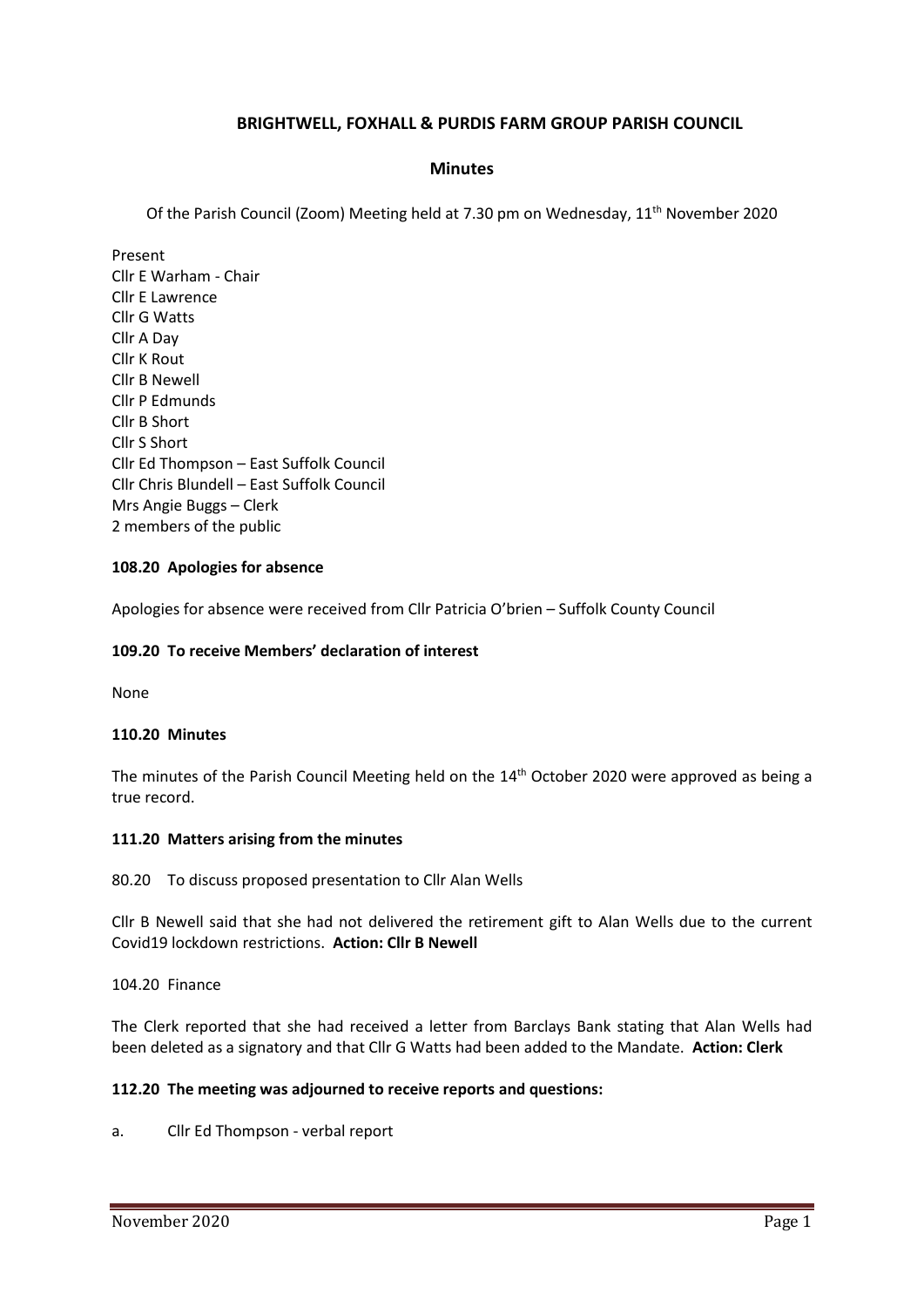# BRIGHTWELL, FOXHALL & PURDIS FARM GROUP PARISH COUNCIL

## Minutes

Of the Parish Council (Zoom) Meeting held at 7.30 pm on Wednesday, 11th November 2020

Present
Cllr E Warham - Chair
Cllr E Lawrence
Cllr G Watts
Cllr A Day
Cllr K Rout
Cllr B Newell
Cllr P Edmunds
Cllr B Short
Cllr S Short
Cllr Ed Thompson – East Suffolk Council
Cllr Chris Blundell – East Suffolk Council
Mrs Angie Buggs – Clerk
2 members of the public

### 108.20 Apologies for absence

Apologies for absence were received from Cllr Patricia O'brien – Suffolk County Council

### 109.20 To receive Members' declaration of interest

None

### 110.20 Minutes

The minutes of the Parish Council Meeting held on the 14th October 2020 were approved as being a true record.

### 111.20 Matters arising from the minutes

80.20 To discuss proposed presentation to Cllr Alan Wells

Cllr B Newell said that she had not delivered the retirement gift to Alan Wells due to the current Covid19 lockdown restrictions. **Action: Cllr B Newell**

104.20 Finance

The Clerk reported that she had received a letter from Barclays Bank stating that Alan Wells had been deleted as a signatory and that Cllr G Watts had been added to the Mandate. **Action: Clerk**

### 112.20 The meeting was adjourned to receive reports and questions:

a. Cllr Ed Thompson - verbal report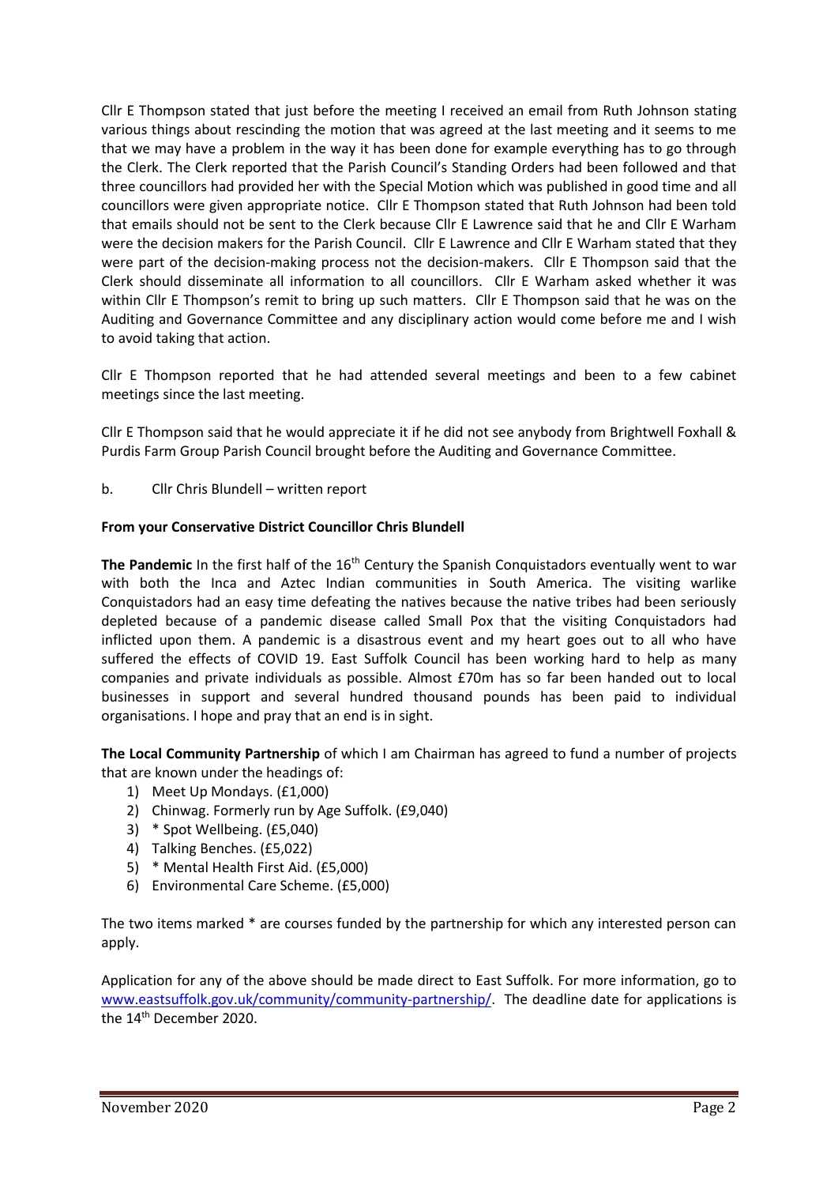Cllr E Thompson stated that just before the meeting I received an email from Ruth Johnson stating various things about rescinding the motion that was agreed at the last meeting and it seems to me that we may have a problem in the way it has been done for example everything has to go through the Clerk. The Clerk reported that the Parish Council's Standing Orders had been followed and that three councillors had provided her with the Special Motion which was published in good time and all councillors were given appropriate notice. Cllr E Thompson stated that Ruth Johnson had been told that emails should not be sent to the Clerk because Cllr E Lawrence said that he and Cllr E Warham were the decision makers for the Parish Council. Cllr E Lawrence and Cllr E Warham stated that they were part of the decision-making process not the decision-makers. Cllr E Thompson said that the Clerk should disseminate all information to all councillors. Cllr E Warham asked whether it was within Cllr E Thompson's remit to bring up such matters. Cllr E Thompson said that he was on the Auditing and Governance Committee and any disciplinary action would come before me and I wish to avoid taking that action.

Cllr E Thompson reported that he had attended several meetings and been to a few cabinet meetings since the last meeting.

Cllr E Thompson said that he would appreciate it if he did not see anybody from Brightwell Foxhall & Purdis Farm Group Parish Council brought before the Auditing and Governance Committee.

b. Cllr Chris Blundell – written report

**From your Conservative District Councillor Chris Blundell**

**The Pandemic** In the first half of the 16th Century the Spanish Conquistadors eventually went to war with both the Inca and Aztec Indian communities in South America. The visiting warlike Conquistadors had an easy time defeating the natives because the native tribes had been seriously depleted because of a pandemic disease called Small Pox that the visiting Conquistadors had inflicted upon them. A pandemic is a disastrous event and my heart goes out to all who have suffered the effects of COVID 19. East Suffolk Council has been working hard to help as many companies and private individuals as possible. Almost £70m has so far been handed out to local businesses in support and several hundred thousand pounds has been paid to individual organisations. I hope and pray that an end is in sight.

**The Local Community Partnership** of which I am Chairman has agreed to fund a number of projects that are known under the headings of:

1) Meet Up Mondays. (£1,000)
2) Chinwag. Formerly run by Age Suffolk. (£9,040)
3) * Spot Wellbeing. (£5,040)
4) Talking Benches. (£5,022)
5) * Mental Health First Aid. (£5,000)
6) Environmental Care Scheme. (£5,000)

The two items marked * are courses funded by the partnership for which any interested person can apply.

Application for any of the above should be made direct to East Suffolk. For more information, go to www.eastsuffolk.gov.uk/community/community-partnership/. The deadline date for applications is the 14th December 2020.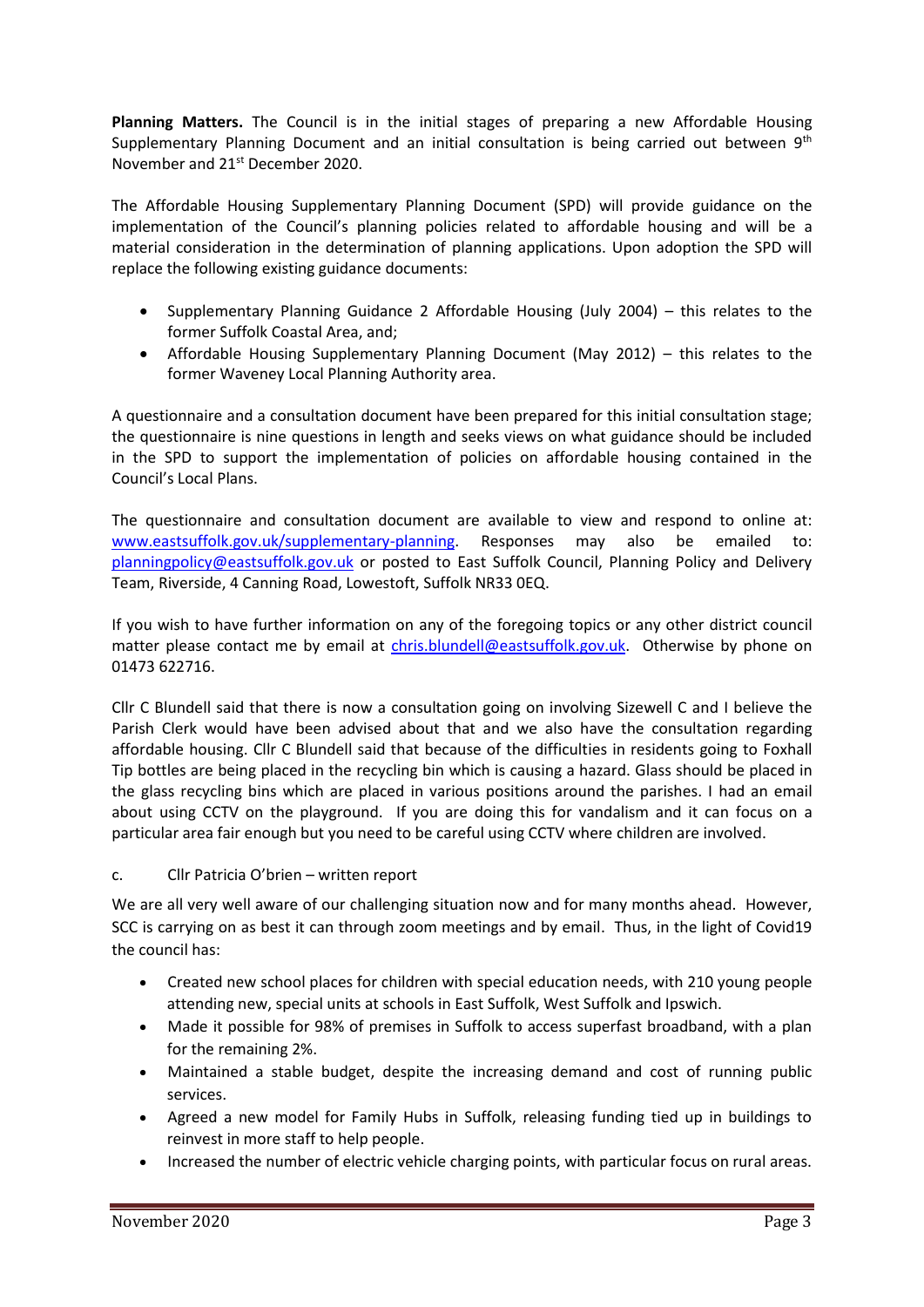**Planning Matters.** The Council is in the initial stages of preparing a new Affordable Housing Supplementary Planning Document and an initial consultation is being carried out between 9th November and 21st December 2020.

The Affordable Housing Supplementary Planning Document (SPD) will provide guidance on the implementation of the Council's planning policies related to affordable housing and will be a material consideration in the determination of planning applications. Upon adoption the SPD will replace the following existing guidance documents:

- Supplementary Planning Guidance 2 Affordable Housing (July 2004) – this relates to the former Suffolk Coastal Area, and;
- Affordable Housing Supplementary Planning Document (May 2012) – this relates to the former Waveney Local Planning Authority area.

A questionnaire and a consultation document have been prepared for this initial consultation stage; the questionnaire is nine questions in length and seeks views on what guidance should be included in the SPD to support the implementation of policies on affordable housing contained in the Council's Local Plans.

The questionnaire and consultation document are available to view and respond to online at: www.eastsuffolk.gov.uk/supplementary-planning. Responses may also be emailed to: planningpolicy@eastsuffolk.gov.uk or posted to East Suffolk Council, Planning Policy and Delivery Team, Riverside, 4 Canning Road, Lowestoft, Suffolk NR33 0EQ.

If you wish to have further information on any of the foregoing topics or any other district council matter please contact me by email at chris.blundell@eastsuffolk.gov.uk. Otherwise by phone on 01473 622716.

Cllr C Blundell said that there is now a consultation going on involving Sizewell C and I believe the Parish Clerk would have been advised about that and we also have the consultation regarding affordable housing. Cllr C Blundell said that because of the difficulties in residents going to Foxhall Tip bottles are being placed in the recycling bin which is causing a hazard. Glass should be placed in the glass recycling bins which are placed in various positions around the parishes. I had an email about using CCTV on the playground. If you are doing this for vandalism and it can focus on a particular area fair enough but you need to be careful using CCTV where children are involved.

c. Cllr Patricia O'brien – written report

We are all very well aware of our challenging situation now and for many months ahead. However, SCC is carrying on as best it can through zoom meetings and by email. Thus, in the light of Covid19 the council has:

- Created new school places for children with special education needs, with 210 young people attending new, special units at schools in East Suffolk, West Suffolk and Ipswich.
- Made it possible for 98% of premises in Suffolk to access superfast broadband, with a plan for the remaining 2%.
- Maintained a stable budget, despite the increasing demand and cost of running public services.
- Agreed a new model for Family Hubs in Suffolk, releasing funding tied up in buildings to reinvest in more staff to help people.
- Increased the number of electric vehicle charging points, with particular focus on rural areas.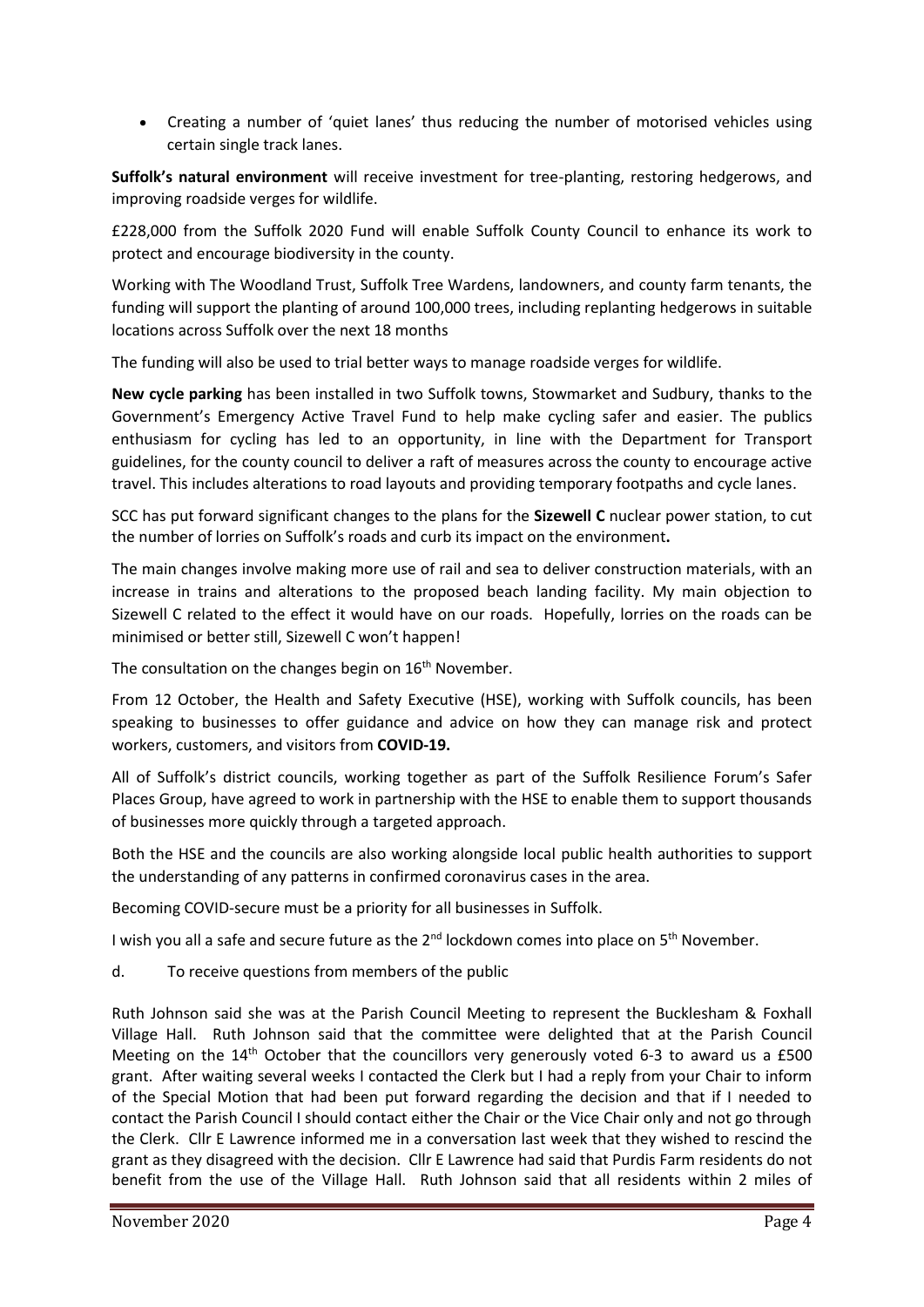- Creating a number of 'quiet lanes' thus reducing the number of motorised vehicles using certain single track lanes.

**Suffolk's natural environment** will receive investment for tree-planting, restoring hedgerows, and improving roadside verges for wildlife.

£228,000 from the Suffolk 2020 Fund will enable Suffolk County Council to enhance its work to protect and encourage biodiversity in the county.

Working with The Woodland Trust, Suffolk Tree Wardens, landowners, and county farm tenants, the funding will support the planting of around 100,000 trees, including replanting hedgerows in suitable locations across Suffolk over the next 18 months

The funding will also be used to trial better ways to manage roadside verges for wildlife.

**New cycle parking** has been installed in two Suffolk towns, Stowmarket and Sudbury, thanks to the Government's Emergency Active Travel Fund to help make cycling safer and easier. The publics enthusiasm for cycling has led to an opportunity, in line with the Department for Transport guidelines, for the county council to deliver a raft of measures across the county to encourage active travel. This includes alterations to road layouts and providing temporary footpaths and cycle lanes.

SCC has put forward significant changes to the plans for the **Sizewell C** nuclear power station, to cut the number of lorries on Suffolk's roads and curb its impact on the environment**.**

The main changes involve making more use of rail and sea to deliver construction materials, with an increase in trains and alterations to the proposed beach landing facility. My main objection to Sizewell C related to the effect it would have on our roads. Hopefully, lorries on the roads can be minimised or better still, Sizewell C won't happen!

The consultation on the changes begin on 16th November.

From 12 October, the Health and Safety Executive (HSE), working with Suffolk councils, has been speaking to businesses to offer guidance and advice on how they can manage risk and protect workers, customers, and visitors from **COVID-19.**

All of Suffolk's district councils, working together as part of the Suffolk Resilience Forum's Safer Places Group, have agreed to work in partnership with the HSE to enable them to support thousands of businesses more quickly through a targeted approach.

Both the HSE and the councils are also working alongside local public health authorities to support the understanding of any patterns in confirmed coronavirus cases in the area.

Becoming COVID-secure must be a priority for all businesses in Suffolk.

I wish you all a safe and secure future as the 2nd lockdown comes into place on 5th November.

d. To receive questions from members of the public

Ruth Johnson said she was at the Parish Council Meeting to represent the Bucklesham & Foxhall Village Hall. Ruth Johnson said that the committee were delighted that at the Parish Council Meeting on the 14th October that the councillors very generously voted 6-3 to award us a £500 grant. After waiting several weeks I contacted the Clerk but I had a reply from your Chair to inform of the Special Motion that had been put forward regarding the decision and that if I needed to contact the Parish Council I should contact either the Chair or the Vice Chair only and not go through the Clerk. Cllr E Lawrence informed me in a conversation last week that they wished to rescind the grant as they disagreed with the decision. Cllr E Lawrence had said that Purdis Farm residents do not benefit from the use of the Village Hall. Ruth Johnson said that all residents within 2 miles of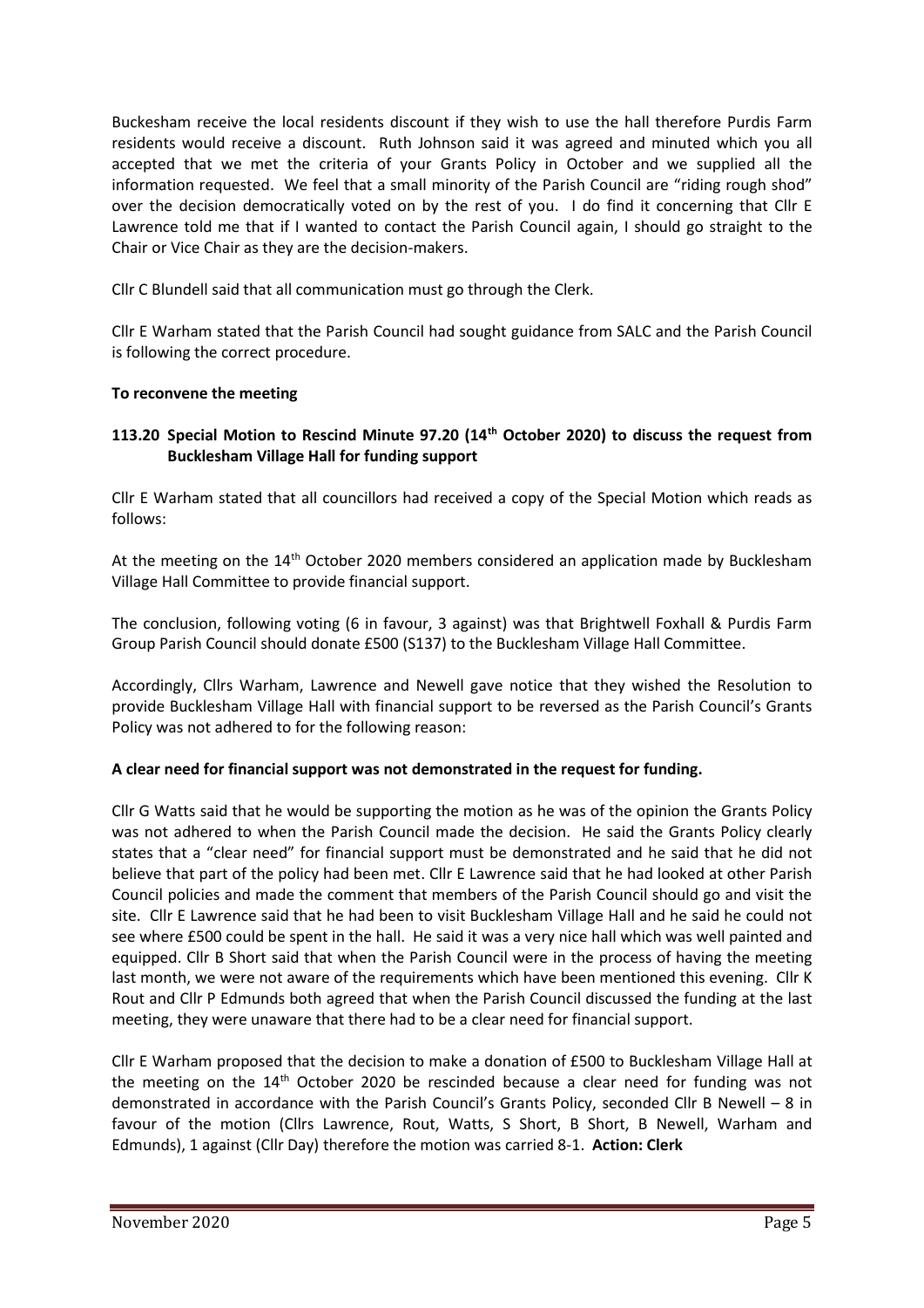Buckesham receive the local residents discount if they wish to use the hall therefore Purdis Farm residents would receive a discount. Ruth Johnson said it was agreed and minuted which you all accepted that we met the criteria of your Grants Policy in October and we supplied all the information requested. We feel that a small minority of the Parish Council are "riding rough shod" over the decision democratically voted on by the rest of you. I do find it concerning that Cllr E Lawrence told me that if I wanted to contact the Parish Council again, I should go straight to the Chair or Vice Chair as they are the decision-makers.

Cllr C Blundell said that all communication must go through the Clerk.

Cllr E Warham stated that the Parish Council had sought guidance from SALC and the Parish Council is following the correct procedure.

**To reconvene the meeting**

**113.20 Special Motion to Rescind Minute 97.20 (14th October 2020) to discuss the request from Bucklesham Village Hall for funding support**

Cllr E Warham stated that all councillors had received a copy of the Special Motion which reads as follows:

At the meeting on the 14th October 2020 members considered an application made by Bucklesham Village Hall Committee to provide financial support.

The conclusion, following voting (6 in favour, 3 against) was that Brightwell Foxhall & Purdis Farm Group Parish Council should donate £500 (S137) to the Bucklesham Village Hall Committee.

Accordingly, Cllrs Warham, Lawrence and Newell gave notice that they wished the Resolution to provide Bucklesham Village Hall with financial support to be reversed as the Parish Council's Grants Policy was not adhered to for the following reason:

**A clear need for financial support was not demonstrated in the request for funding.**

Cllr G Watts said that he would be supporting the motion as he was of the opinion the Grants Policy was not adhered to when the Parish Council made the decision. He said the Grants Policy clearly states that a "clear need" for financial support must be demonstrated and he said that he did not believe that part of the policy had been met. Cllr E Lawrence said that he had looked at other Parish Council policies and made the comment that members of the Parish Council should go and visit the site. Cllr E Lawrence said that he had been to visit Bucklesham Village Hall and he said he could not see where £500 could be spent in the hall. He said it was a very nice hall which was well painted and equipped. Cllr B Short said that when the Parish Council were in the process of having the meeting last month, we were not aware of the requirements which have been mentioned this evening. Cllr K Rout and Cllr P Edmunds both agreed that when the Parish Council discussed the funding at the last meeting, they were unaware that there had to be a clear need for financial support.

Cllr E Warham proposed that the decision to make a donation of £500 to Bucklesham Village Hall at the meeting on the 14th October 2020 be rescinded because a clear need for funding was not demonstrated in accordance with the Parish Council's Grants Policy, seconded Cllr B Newell – 8 in favour of the motion (Cllrs Lawrence, Rout, Watts, S Short, B Short, B Newell, Warham and Edmunds), 1 against (Cllr Day) therefore the motion was carried 8-1. **Action: Clerk**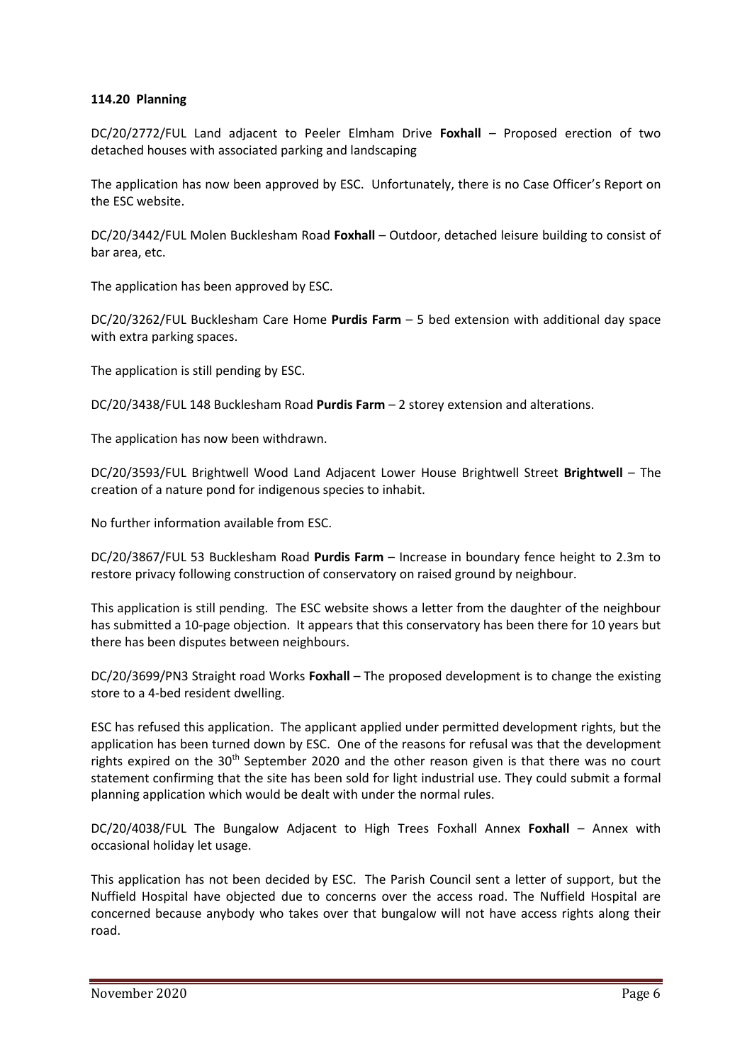**114.20 Planning**

DC/20/2772/FUL Land adjacent to Peeler Elmham Drive **Foxhall** – Proposed erection of two detached houses with associated parking and landscaping

The application has now been approved by ESC. Unfortunately, there is no Case Officer's Report on the ESC website.

DC/20/3442/FUL Molen Bucklesham Road **Foxhall** – Outdoor, detached leisure building to consist of bar area, etc.

The application has been approved by ESC.

DC/20/3262/FUL Bucklesham Care Home **Purdis Farm** – 5 bed extension with additional day space with extra parking spaces.

The application is still pending by ESC.

DC/20/3438/FUL 148 Bucklesham Road **Purdis Farm** – 2 storey extension and alterations.

The application has now been withdrawn.

DC/20/3593/FUL Brightwell Wood Land Adjacent Lower House Brightwell Street **Brightwell** – The creation of a nature pond for indigenous species to inhabit.

No further information available from ESC.

DC/20/3867/FUL 53 Bucklesham Road **Purdis Farm** – Increase in boundary fence height to 2.3m to restore privacy following construction of conservatory on raised ground by neighbour.

This application is still pending. The ESC website shows a letter from the daughter of the neighbour has submitted a 10-page objection. It appears that this conservatory has been there for 10 years but there has been disputes between neighbours.

DC/20/3699/PN3 Straight road Works **Foxhall** – The proposed development is to change the existing store to a 4-bed resident dwelling.

ESC has refused this application. The applicant applied under permitted development rights, but the application has been turned down by ESC. One of the reasons for refusal was that the development rights expired on the 30th September 2020 and the other reason given is that there was no court statement confirming that the site has been sold for light industrial use. They could submit a formal planning application which would be dealt with under the normal rules.

DC/20/4038/FUL The Bungalow Adjacent to High Trees Foxhall Annex **Foxhall** – Annex with occasional holiday let usage.

This application has not been decided by ESC. The Parish Council sent a letter of support, but the Nuffield Hospital have objected due to concerns over the access road. The Nuffield Hospital are concerned because anybody who takes over that bungalow will not have access rights along their road.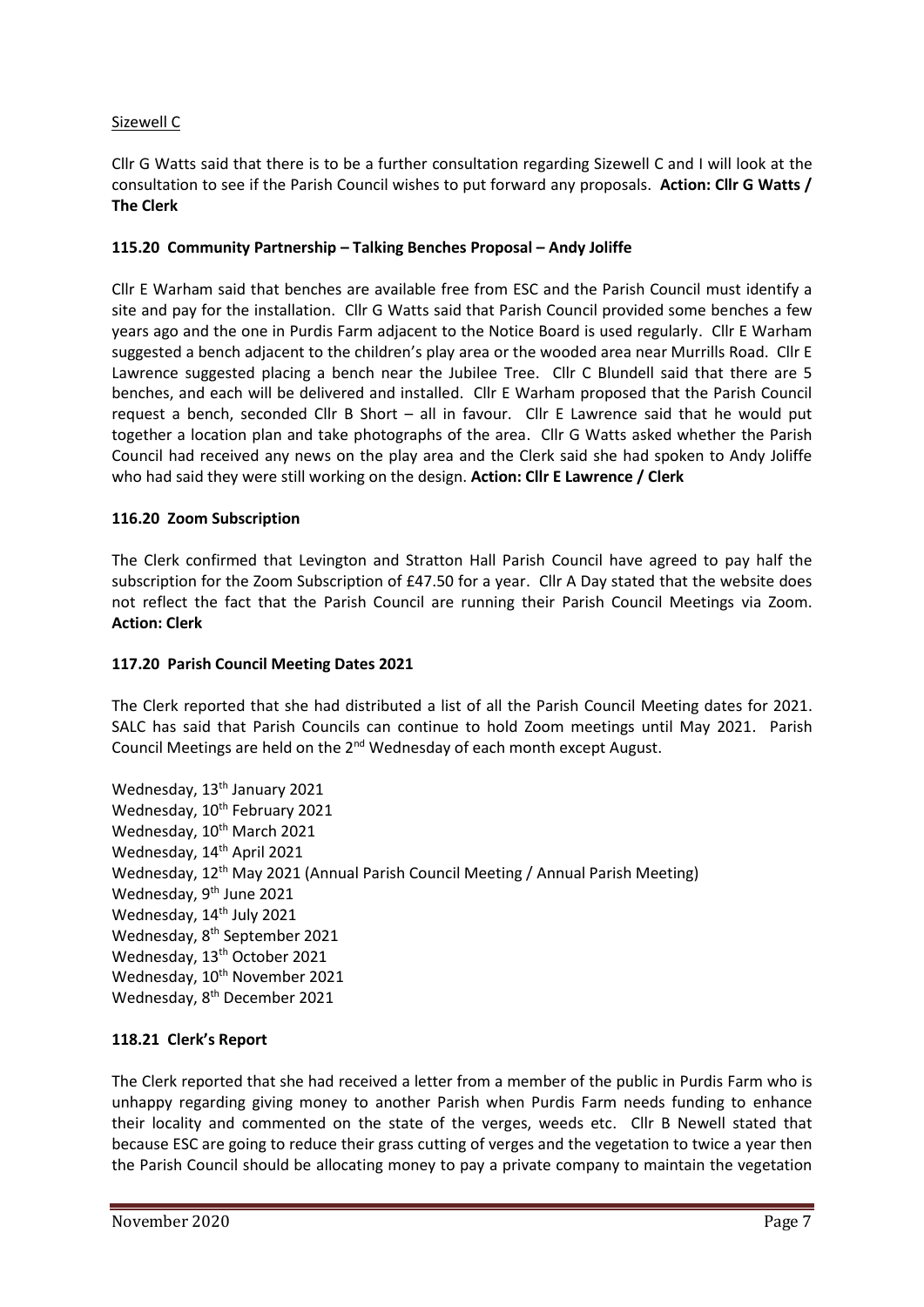Sizewell C

Cllr G Watts said that there is to be a further consultation regarding Sizewell C and I will look at the consultation to see if the Parish Council wishes to put forward any proposals. **Action: Cllr G Watts / The Clerk**

**115.20 Community Partnership – Talking Benches Proposal – Andy Joliffe**

Cllr E Warham said that benches are available free from ESC and the Parish Council must identify a site and pay for the installation. Cllr G Watts said that Parish Council provided some benches a few years ago and the one in Purdis Farm adjacent to the Notice Board is used regularly. Cllr E Warham suggested a bench adjacent to the children's play area or the wooded area near Murrills Road. Cllr E Lawrence suggested placing a bench near the Jubilee Tree. Cllr C Blundell said that there are 5 benches, and each will be delivered and installed. Cllr E Warham proposed that the Parish Council request a bench, seconded Cllr B Short – all in favour. Cllr E Lawrence said that he would put together a location plan and take photographs of the area. Cllr G Watts asked whether the Parish Council had received any news on the play area and the Clerk said she had spoken to Andy Joliffe who had said they were still working on the design. **Action: Cllr E Lawrence / Clerk**

**116.20 Zoom Subscription**

The Clerk confirmed that Levington and Stratton Hall Parish Council have agreed to pay half the subscription for the Zoom Subscription of £47.50 for a year. Cllr A Day stated that the website does not reflect the fact that the Parish Council are running their Parish Council Meetings via Zoom. **Action: Clerk**

**117.20 Parish Council Meeting Dates 2021**

The Clerk reported that she had distributed a list of all the Parish Council Meeting dates for 2021. SALC has said that Parish Councils can continue to hold Zoom meetings until May 2021. Parish Council Meetings are held on the 2nd Wednesday of each month except August.

Wednesday, 13th January 2021
Wednesday, 10th February 2021
Wednesday, 10th March 2021
Wednesday, 14th April 2021
Wednesday, 12th May 2021 (Annual Parish Council Meeting / Annual Parish Meeting)
Wednesday, 9th June 2021
Wednesday, 14th July 2021
Wednesday, 8th September 2021
Wednesday, 13th October 2021
Wednesday, 10th November 2021
Wednesday, 8th December 2021

**118.21 Clerk's Report**

The Clerk reported that she had received a letter from a member of the public in Purdis Farm who is unhappy regarding giving money to another Parish when Purdis Farm needs funding to enhance their locality and commented on the state of the verges, weeds etc. Cllr B Newell stated that because ESC are going to reduce their grass cutting of verges and the vegetation to twice a year then the Parish Council should be allocating money to pay a private company to maintain the vegetation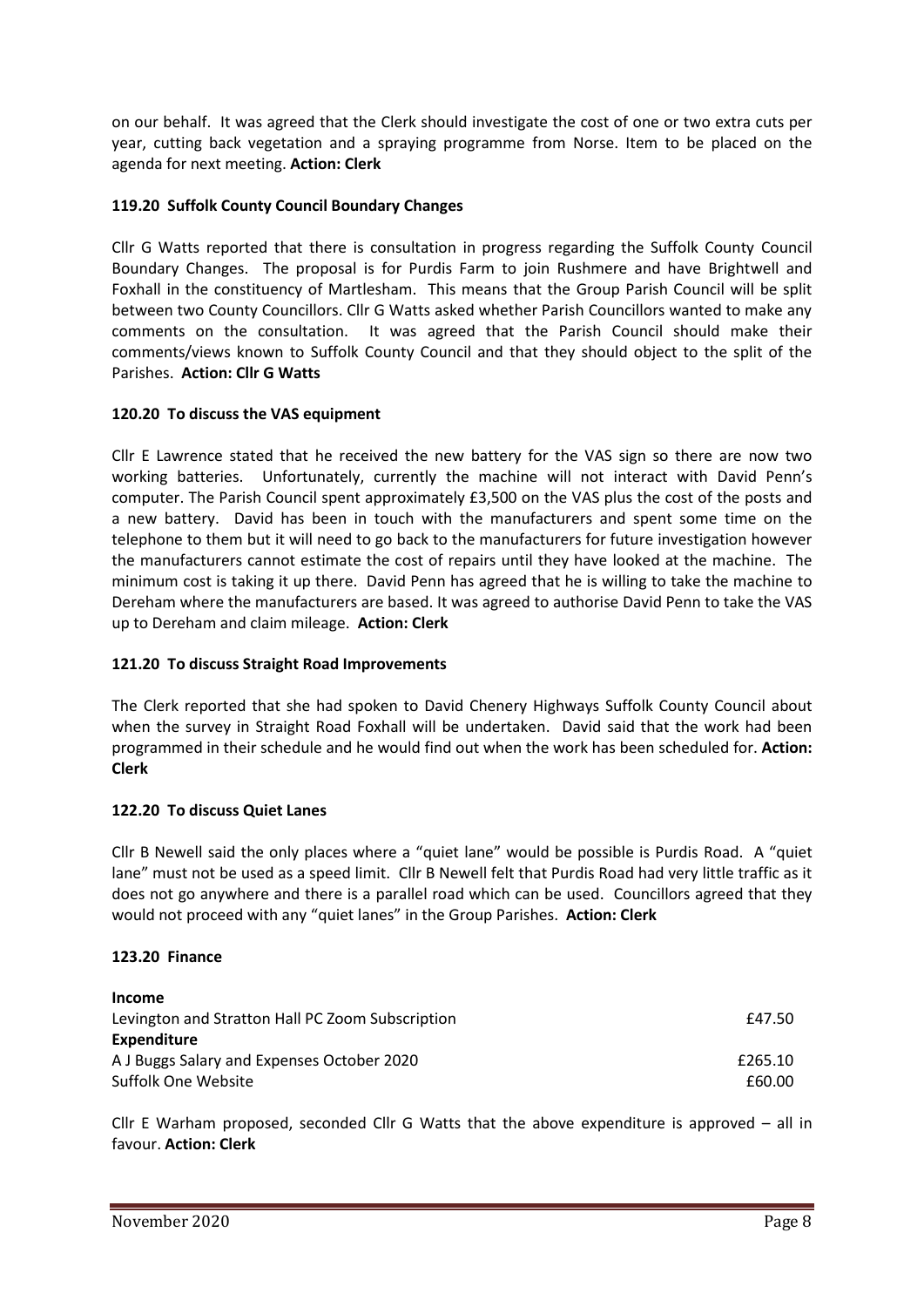on our behalf. It was agreed that the Clerk should investigate the cost of one or two extra cuts per year, cutting back vegetation and a spraying programme from Norse. Item to be placed on the agenda for next meeting. **Action: Clerk**

### 119.20 Suffolk County Council Boundary Changes

Cllr G Watts reported that there is consultation in progress regarding the Suffolk County Council Boundary Changes. The proposal is for Purdis Farm to join Rushmere and have Brightwell and Foxhall in the constituency of Martlesham. This means that the Group Parish Council will be split between two County Councillors. Cllr G Watts asked whether Parish Councillors wanted to make any comments on the consultation. It was agreed that the Parish Council should make their comments/views known to Suffolk County Council and that they should object to the split of the Parishes. **Action: Cllr G Watts**

### 120.20 To discuss the VAS equipment

Cllr E Lawrence stated that he received the new battery for the VAS sign so there are now two working batteries. Unfortunately, currently the machine will not interact with David Penn's computer. The Parish Council spent approximately £3,500 on the VAS plus the cost of the posts and a new battery. David has been in touch with the manufacturers and spent some time on the telephone to them but it will need to go back to the manufacturers for future investigation however the manufacturers cannot estimate the cost of repairs until they have looked at the machine. The minimum cost is taking it up there. David Penn has agreed that he is willing to take the machine to Dereham where the manufacturers are based. It was agreed to authorise David Penn to take the VAS up to Dereham and claim mileage. **Action: Clerk**

### 121.20 To discuss Straight Road Improvements

The Clerk reported that she had spoken to David Chenery Highways Suffolk County Council about when the survey in Straight Road Foxhall will be undertaken. David said that the work had been programmed in their schedule and he would find out when the work has been scheduled for. **Action: Clerk**

### 122.20 To discuss Quiet Lanes

Cllr B Newell said the only places where a "quiet lane" would be possible is Purdis Road. A "quiet lane" must not be used as a speed limit. Cllr B Newell felt that Purdis Road had very little traffic as it does not go anywhere and there is a parallel road which can be used. Councillors agreed that they would not proceed with any "quiet lanes" in the Group Parishes. **Action: Clerk**

### 123.20 Finance

| **Income** | |
|---|---|
| Levington and Stratton Hall PC Zoom Subscription | £47.50 |
| **Expenditure** | |
| A J Buggs Salary and Expenses October 2020 | £265.10 |
| Suffolk One Website | £60.00 |

Cllr E Warham proposed, seconded Cllr G Watts that the above expenditure is approved – all in favour. **Action: Clerk**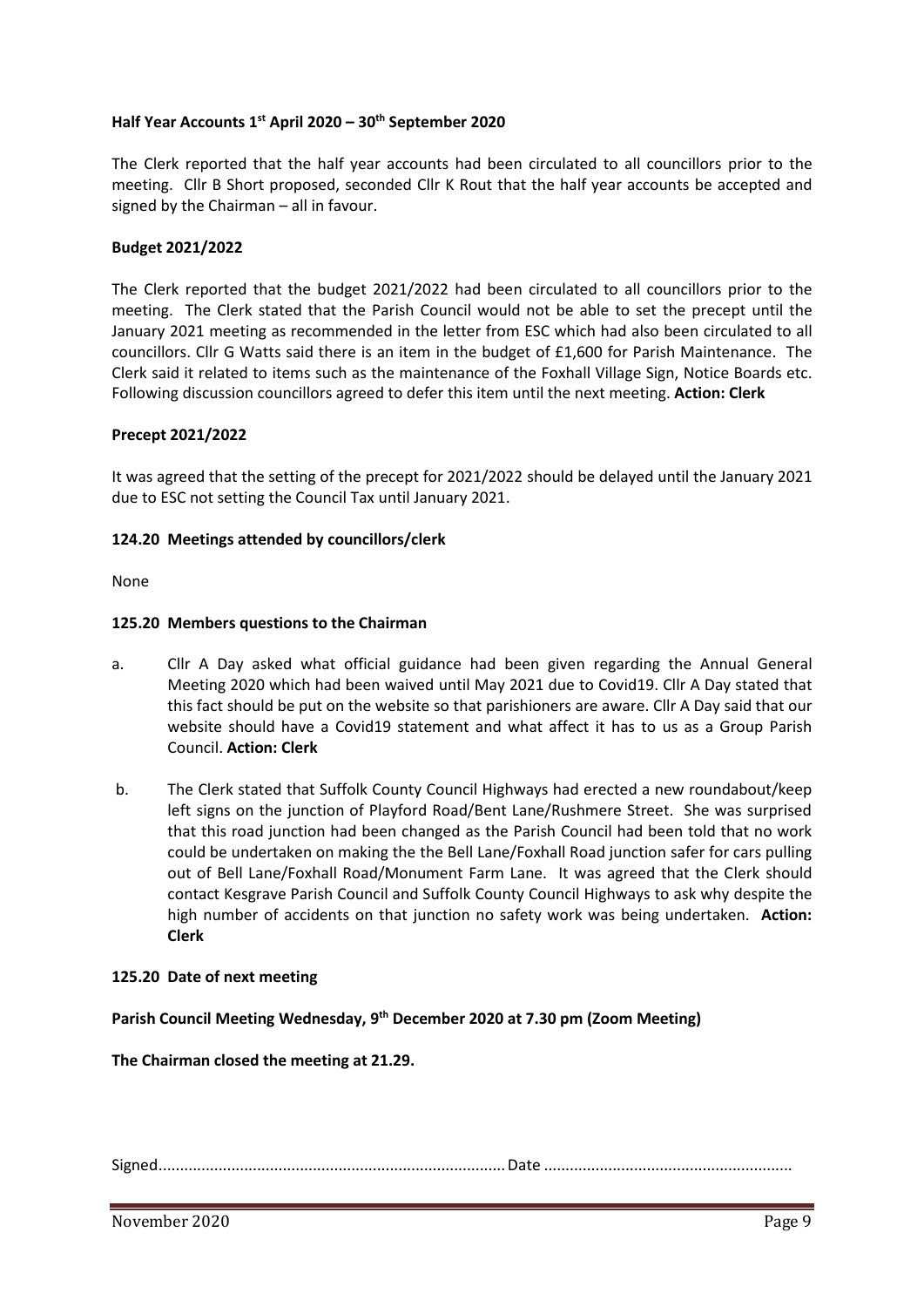**Half Year Accounts 1st April 2020 – 30th September 2020**

The Clerk reported that the half year accounts had been circulated to all councillors prior to the meeting. Cllr B Short proposed, seconded Cllr K Rout that the half year accounts be accepted and signed by the Chairman – all in favour.

**Budget 2021/2022**

The Clerk reported that the budget 2021/2022 had been circulated to all councillors prior to the meeting. The Clerk stated that the Parish Council would not be able to set the precept until the January 2021 meeting as recommended in the letter from ESC which had also been circulated to all councillors. Cllr G Watts said there is an item in the budget of £1,600 for Parish Maintenance. The Clerk said it related to items such as the maintenance of the Foxhall Village Sign, Notice Boards etc. Following discussion councillors agreed to defer this item until the next meeting. **Action: Clerk**

**Precept 2021/2022**

It was agreed that the setting of the precept for 2021/2022 should be delayed until the January 2021 due to ESC not setting the Council Tax until January 2021.

**124.20 Meetings attended by councillors/clerk**

None

**125.20 Members questions to the Chairman**

a. Cllr A Day asked what official guidance had been given regarding the Annual General Meeting 2020 which had been waived until May 2021 due to Covid19. Cllr A Day stated that this fact should be put on the website so that parishioners are aware. Cllr A Day said that our website should have a Covid19 statement and what affect it has to us as a Group Parish Council. **Action: Clerk**

b. The Clerk stated that Suffolk County Council Highways had erected a new roundabout/keep left signs on the junction of Playford Road/Bent Lane/Rushmere Street. She was surprised that this road junction had been changed as the Parish Council had been told that no work could be undertaken on making the the Bell Lane/Foxhall Road junction safer for cars pulling out of Bell Lane/Foxhall Road/Monument Farm Lane. It was agreed that the Clerk should contact Kesgrave Parish Council and Suffolk County Council Highways to ask why despite the high number of accidents on that junction no safety work was being undertaken. **Action: Clerk**

**125.20 Date of next meeting**

**Parish Council Meeting Wednesday, 9th December 2020 at 7.30 pm (Zoom Meeting)**

**The Chairman closed the meeting at 21.29.**

Signed................................................................................ Date ..........................................................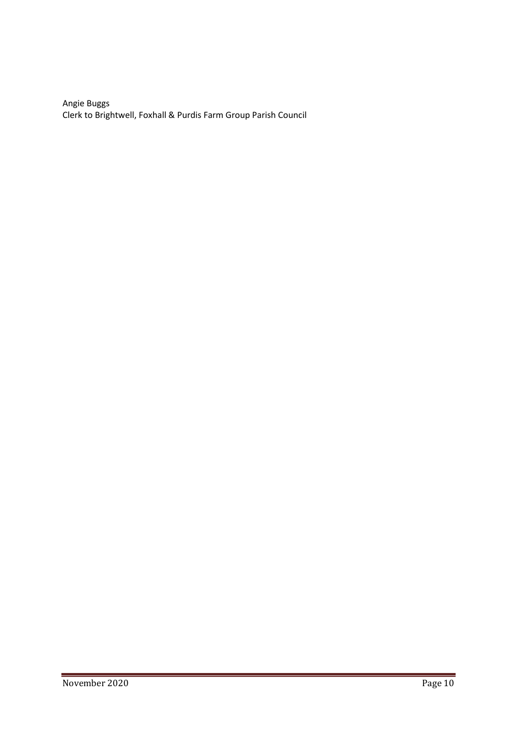Angie Buggs
Clerk to Brightwell, Foxhall & Purdis Farm Group Parish Council